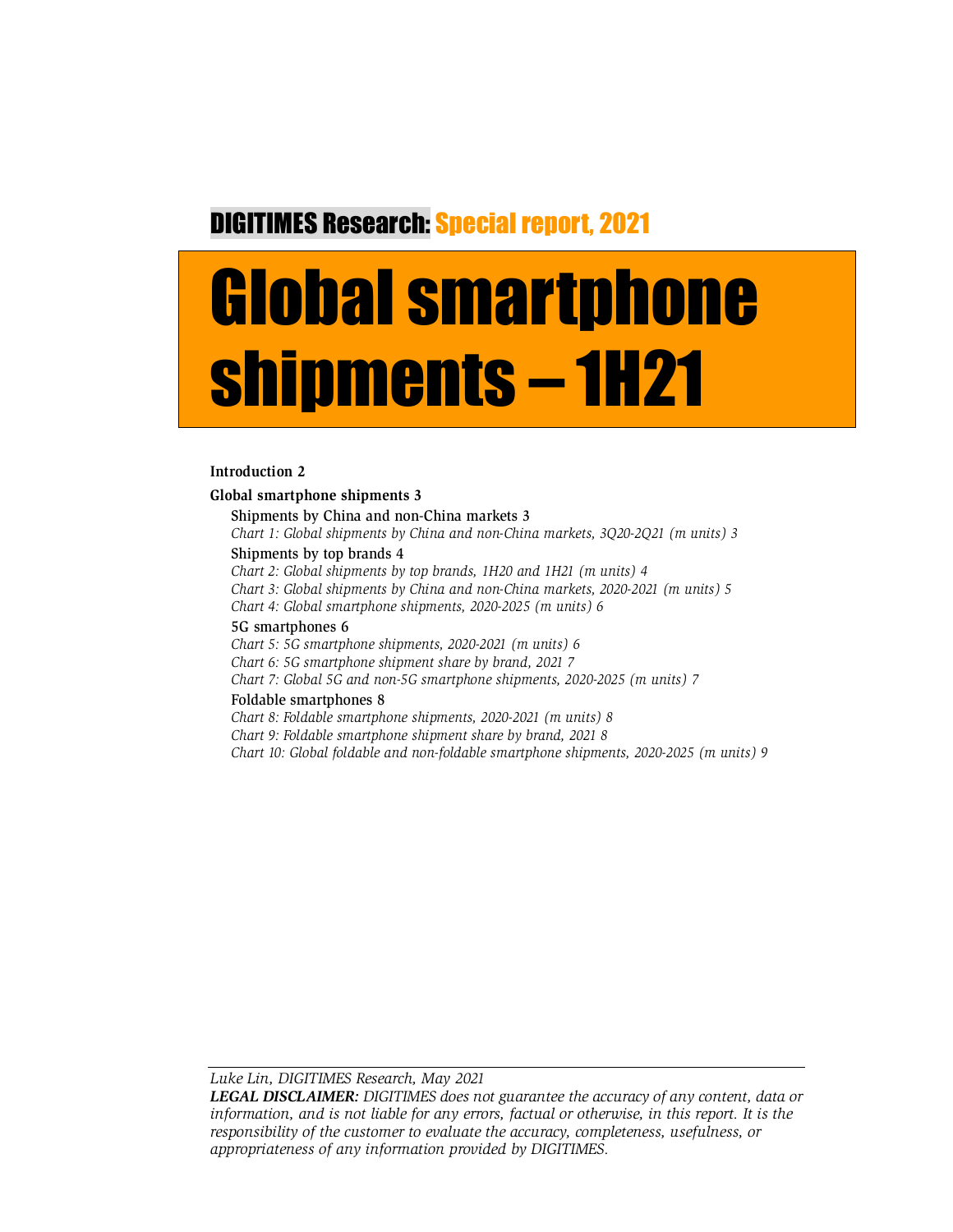DIGITIMES Research: Special report, 2021

# Global smartphone shipments – 1H21

**Introduction 2**

**Global smartphone shipments 3**

- Shipments by China and non-China markets 3
  - *Chart 1: Global shipments by China and non-China markets, 3Q20-2Q21 (m units) 3*
- Shipments by top brands 4
  - *Chart 2: Global shipments by top brands, 1H20 and 1H21 (m units) 4*
  - *Chart 3: Global shipments by China and non-China markets, 2020-2021 (m units) 5*
  - *Chart 4: Global smartphone shipments, 2020-2025 (m units) 6*
- 5G smartphones 6
  - *Chart 5: 5G smartphone shipments, 2020-2021 (m units) 6*
  - *Chart 6: 5G smartphone shipment share by brand, 2021 7*
  - *Chart 7: Global 5G and non-5G smartphone shipments, 2020-2025 (m units) 7*
- Foldable smartphones 8
  - *Chart 8: Foldable smartphone shipments, 2020-2021 (m units) 8*
  - *Chart 9: Foldable smartphone shipment share by brand, 2021 8*
  - *Chart 10: Global foldable and non-foldable smartphone shipments, 2020-2025 (m units) 9*

---

*Luke Lin, DIGITIMES Research, May 2021*

***LEGAL DISCLAIMER:*** *DIGITIMES does not guarantee the accuracy of any content, data or information, and is not liable for any errors, factual or otherwise, in this report. It is the responsibility of the customer to evaluate the accuracy, completeness, usefulness, or appropriateness of any information provided by DIGITIMES.*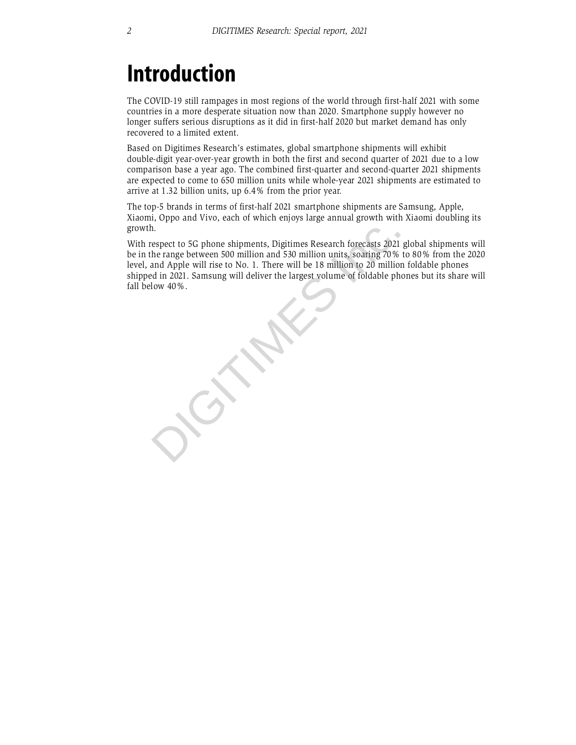# Introduction

The COVID-19 still rampages in most regions of the world through first-half 2021 with some countries in a more desperate situation now than 2020. Smartphone supply however no longer suffers serious disruptions as it did in first-half 2020 but market demand has only recovered to a limited extent.

Based on Digitimes Research's estimates, global smartphone shipments will exhibit double-digit year-over-year growth in both the first and second quarter of 2021 due to a low comparison base a year ago. The combined first-quarter and second-quarter 2021 shipments are expected to come to 650 million units while whole-year 2021 shipments are estimated to arrive at 1.32 billion units, up 6.4% from the prior year.

The top-5 brands in terms of first-half 2021 smartphone shipments are Samsung, Apple, Xiaomi, Oppo and Vivo, each of which enjoys large annual growth with Xiaomi doubling its growth.

With respect to 5G phone shipments, Digitimes Research forecasts 2021 global shipments will be in the range between 500 million and 530 million units, soaring 70% to 80% from the 2020 level, and Apple will rise to No. 1. There will be 18 million to 20 million foldable phones shipped in 2021. Samsung will deliver the largest volume of foldable phones but its share will fall below 40%.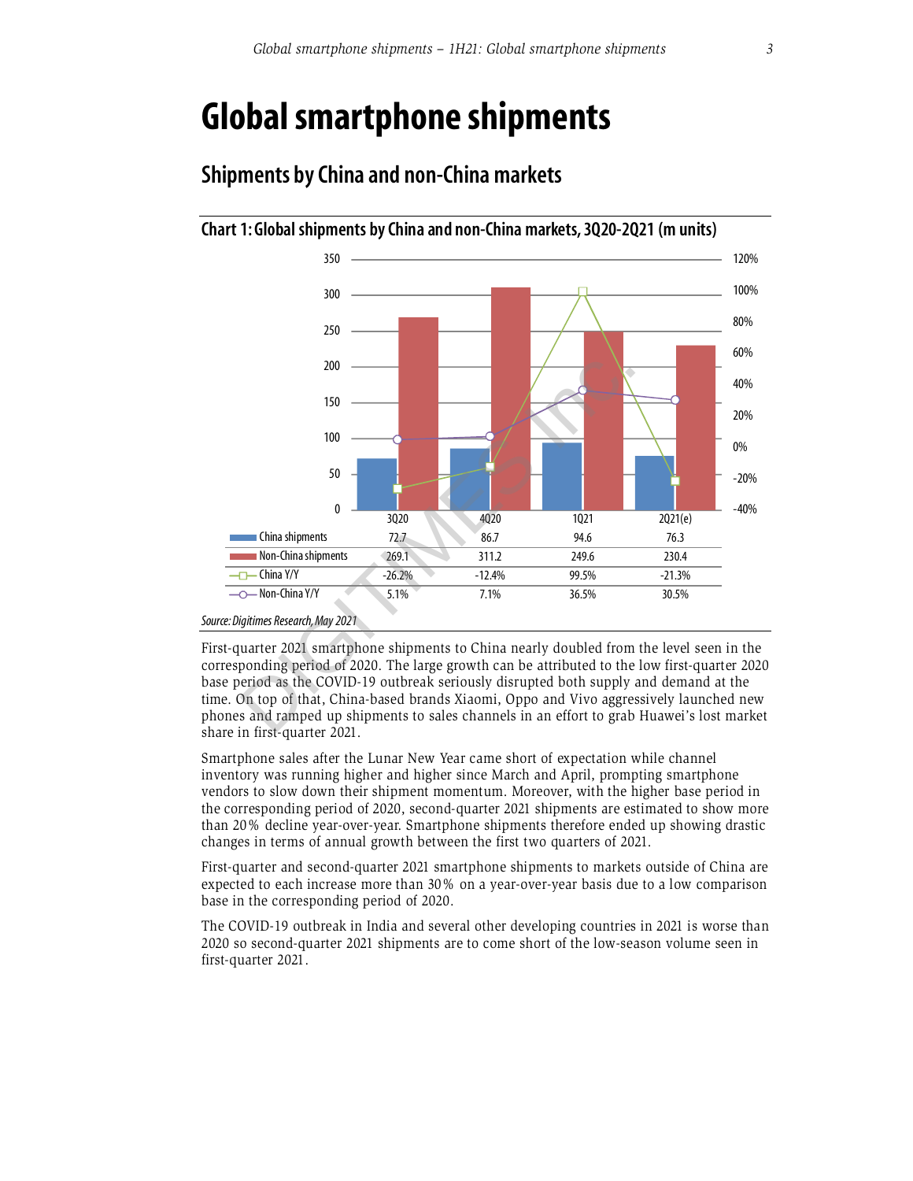# Global smartphone shipments

## Shipments by China and non-China markets

### Chart 1: Global shipments by China and non-China markets, 3Q20-2Q21 (m units)

| | 3Q20 | 4Q20 | 1Q21 | 2Q21(e) |
|---|---|---|---|---|
| China shipments | 72.7 | 86.7 | 94.6 | 76.3 |
| Non-China shipments | 269.1 | 311.2 | 249.6 | 230.4 |
| China Y/Y | -26.2% | -12.4% | 99.5% | -21.3% |
| Non-China Y/Y | 5.1% | 7.1% | 36.5% | 30.5% |

*Source: Digitimes Research, May 2021*

First-quarter 2021 smartphone shipments to China nearly doubled from the level seen in the corresponding period of 2020. The large growth can be attributed to the low first-quarter 2020 base period as the COVID-19 outbreak seriously disrupted both supply and demand at the time. On top of that, China-based brands Xiaomi, Oppo and Vivo aggressively launched new phones and ramped up shipments to sales channels in an effort to grab Huawei's lost market share in first-quarter 2021.

Smartphone sales after the Lunar New Year came short of expectation while channel inventory was running higher and higher since March and April, prompting smartphone vendors to slow down their shipment momentum. Moreover, with the higher base period in the corresponding period of 2020, second-quarter 2021 shipments are estimated to show more than 20% decline year-over-year. Smartphone shipments therefore ended up showing drastic changes in terms of annual growth between the first two quarters of 2021.

First-quarter and second-quarter 2021 smartphone shipments to markets outside of China are expected to each increase more than 30% on a year-over-year basis due to a low comparison base in the corresponding period of 2020.

The COVID-19 outbreak in India and several other developing countries in 2021 is worse than 2020 so second-quarter 2021 shipments are to come short of the low-season volume seen in first-quarter 2021.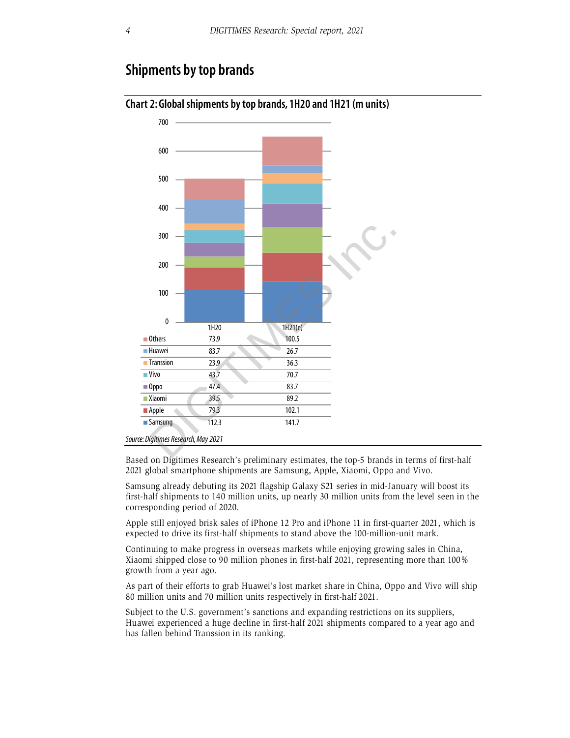## Shipments by top brands

**Chart 2: Global shipments by top brands, 1H20 and 1H21 (m units)**

| | 1H20 | 1H21(e) |
|---|---|---|
| Others | 73.9 | 100.5 |
| Huawei | 83.7 | 26.7 |
| Transsion | 23.9 | 36.3 |
| Vivo | 43.7 | 70.7 |
| Oppo | 47.4 | 83.7 |
| Xiaomi | 39.5 | 89.2 |
| Apple | 79.3 | 102.1 |
| Samsung | 112.3 | 141.7 |

*Source: Digitimes Research, May 2021*

Based on Digitimes Research's preliminary estimates, the top-5 brands in terms of first-half 2021 global smartphone shipments are Samsung, Apple, Xiaomi, Oppo and Vivo.

Samsung already debuting its 2021 flagship Galaxy S21 series in mid-January will boost its first-half shipments to 140 million units, up nearly 30 million units from the level seen in the corresponding period of 2020.

Apple still enjoyed brisk sales of iPhone 12 Pro and iPhone 11 in first-quarter 2021, which is expected to drive its first-half shipments to stand above the 100-million-unit mark.

Continuing to make progress in overseas markets while enjoying growing sales in China, Xiaomi shipped close to 90 million phones in first-half 2021, representing more than 100% growth from a year ago.

As part of their efforts to grab Huawei's lost market share in China, Oppo and Vivo will ship 80 million units and 70 million units respectively in first-half 2021.

Subject to the U.S. government's sanctions and expanding restrictions on its suppliers, Huawei experienced a huge decline in first-half 2021 shipments compared to a year ago and has fallen behind Transsion in its ranking.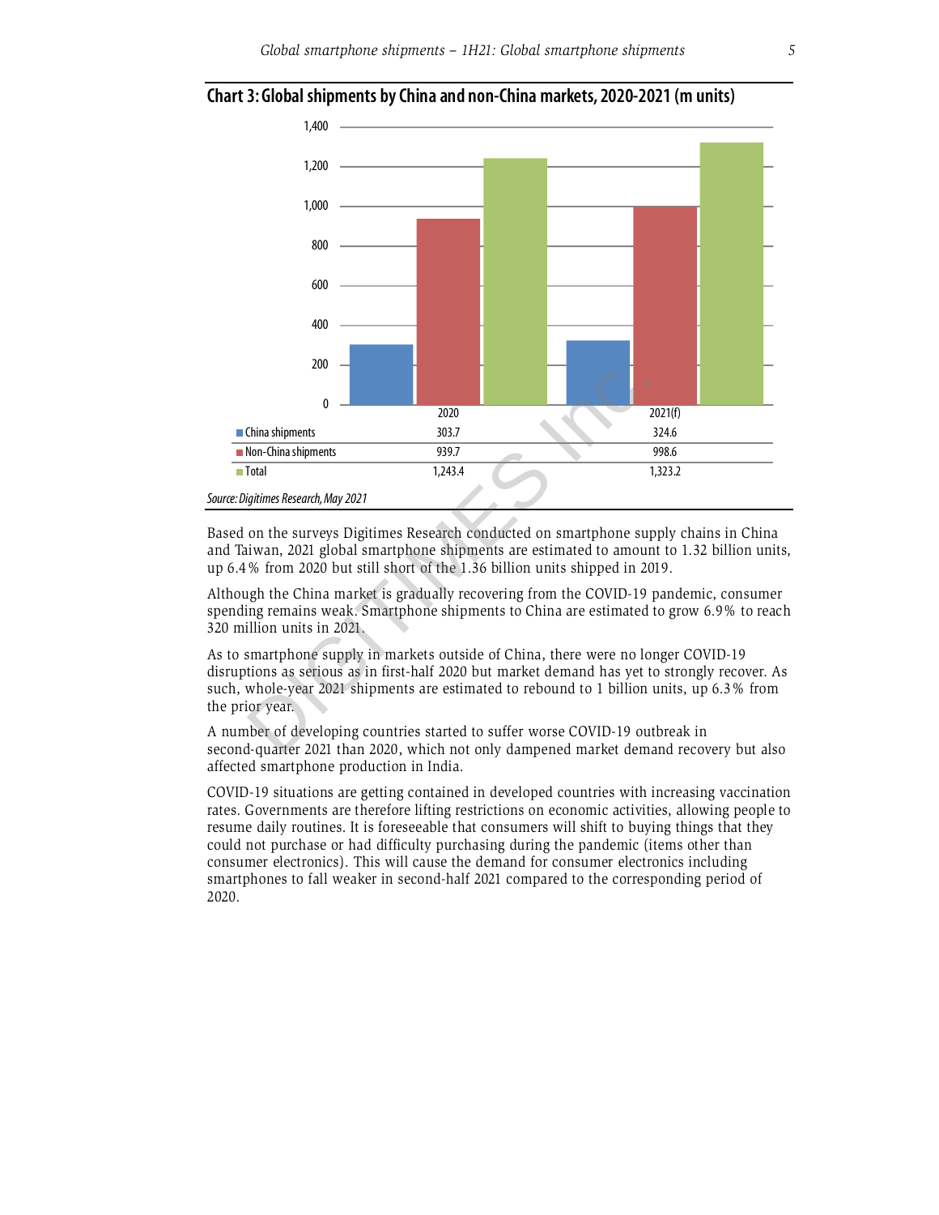**Chart 3: Global shipments by China and non-China markets, 2020-2021 (m units)**

| | 2020 | 2021(f) |
|---|---|---|
| China shipments | 303.7 | 324.6 |
| Non-China shipments | 939.7 | 998.6 |
| Total | 1,243.4 | 1,323.2 |

*Source: Digitimes Research, May 2021*

Based on the surveys Digitimes Research conducted on smartphone supply chains in China and Taiwan, 2021 global smartphone shipments are estimated to amount to 1.32 billion units, up 6.4% from 2020 but still short of the 1.36 billion units shipped in 2019.

Although the China market is gradually recovering from the COVID-19 pandemic, consumer spending remains weak. Smartphone shipments to China are estimated to grow 6.9% to reach 320 million units in 2021.

As to smartphone supply in markets outside of China, there were no longer COVID-19 disruptions as serious as in first-half 2020 but market demand has yet to strongly recover. As such, whole-year 2021 shipments are estimated to rebound to 1 billion units, up 6.3% from the prior year.

A number of developing countries started to suffer worse COVID-19 outbreak in second-quarter 2021 than 2020, which not only dampened market demand recovery but also affected smartphone production in India.

COVID-19 situations are getting contained in developed countries with increasing vaccination rates. Governments are therefore lifting restrictions on economic activities, allowing people to resume daily routines. It is foreseeable that consumers will shift to buying things that they could not purchase or had difficulty purchasing during the pandemic (items other than consumer electronics). This will cause the demand for consumer electronics including smartphones to fall weaker in second-half 2021 compared to the corresponding period of 2020.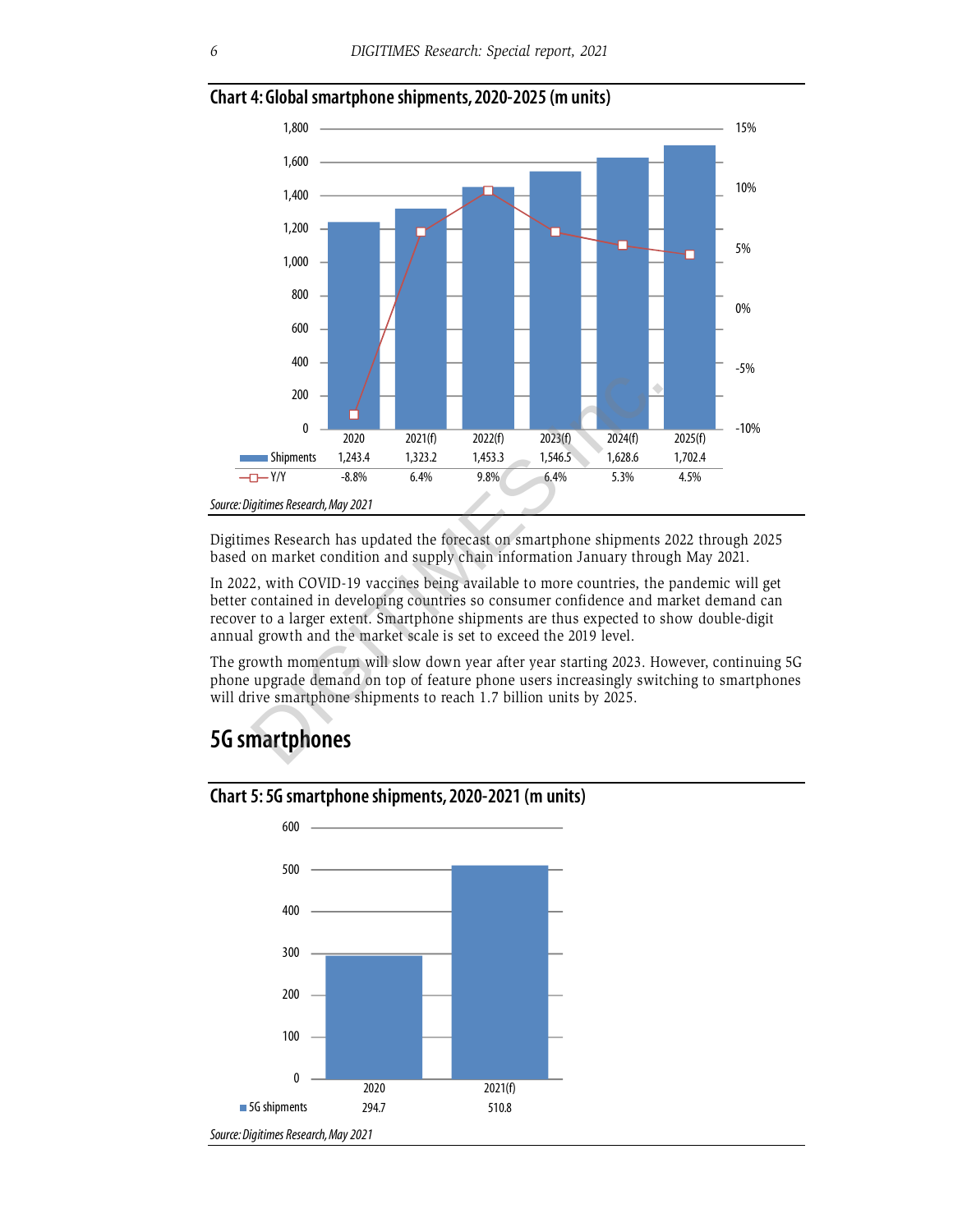**Chart 4: Global smartphone shipments, 2020-2025 (m units)**

| | 2020 | 2021(f) | 2022(f) | 2023(f) | 2024(f) | 2025(f) |
|---|---|---|---|---|---|---|
| Shipments | 1,243.4 | 1,323.2 | 1,453.3 | 1,546.5 | 1,628.6 | 1,702.4 |
| Y/Y | -8.8% | 6.4% | 9.8% | 6.4% | 5.3% | 4.5% |

*Source: Digitimes Research, May 2021*

Digitimes Research has updated the forecast on smartphone shipments 2022 through 2025 based on market condition and supply chain information January through May 2021.

In 2022, with COVID-19 vaccines being available to more countries, the pandemic will get better contained in developing countries so consumer confidence and market demand can recover to a larger extent. Smartphone shipments are thus expected to show double-digit annual growth and the market scale is set to exceed the 2019 level.

The growth momentum will slow down year after year starting 2023. However, continuing 5G phone upgrade demand on top of feature phone users increasingly switching to smartphones will drive smartphone shipments to reach 1.7 billion units by 2025.

## 5G smartphones

**Chart 5: 5G smartphone shipments, 2020-2021 (m units)**

| | 2020 | 2021(f) |
|---|---|---|
| 5G shipments | 294.7 | 510.8 |

*Source: Digitimes Research, May 2021*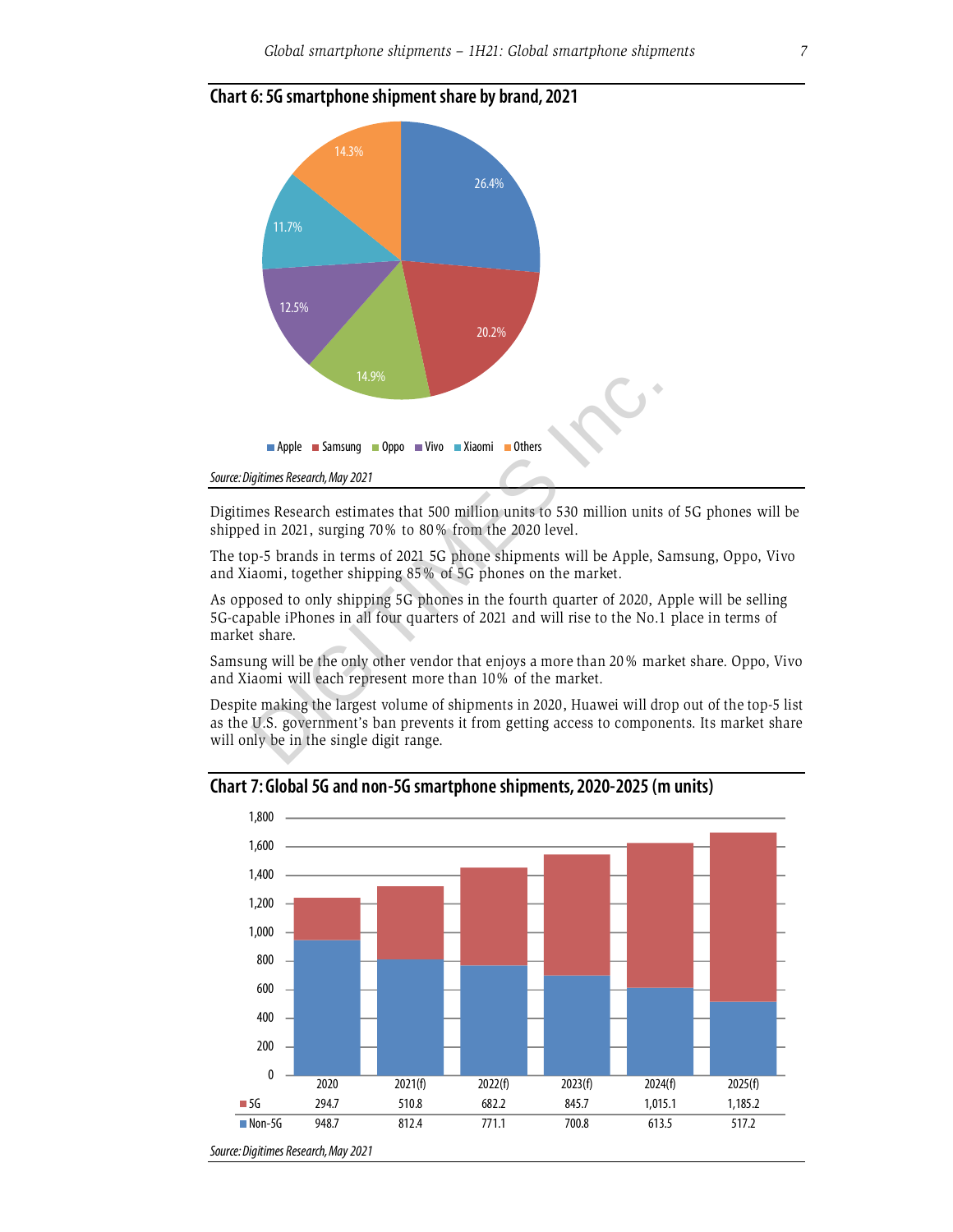**Chart 6: 5G smartphone shipment share by brand, 2021**

| Brand | Share |
|---|---|
| Apple | 26.4% |
| Samsung | 20.2% |
| Oppo | 14.9% |
| Vivo | 12.5% |
| Xiaomi | 11.7% |
| Others | 14.3% |

*Source: Digitimes Research, May 2021*

Digitimes Research estimates that 500 million units to 530 million units of 5G phones will be shipped in 2021, surging 70% to 80% from the 2020 level.

The top-5 brands in terms of 2021 5G phone shipments will be Apple, Samsung, Oppo, Vivo and Xiaomi, together shipping 85% of 5G phones on the market.

As opposed to only shipping 5G phones in the fourth quarter of 2020, Apple will be selling 5G-capable iPhones in all four quarters of 2021 and will rise to the No.1 place in terms of market share.

Samsung will be the only other vendor that enjoys a more than 20% market share. Oppo, Vivo and Xiaomi will each represent more than 10% of the market.

Despite making the largest volume of shipments in 2020, Huawei will drop out of the top-5 list as the U.S. government's ban prevents it from getting access to components. Its market share will only be in the single digit range.

**Chart 7: Global 5G and non-5G smartphone shipments, 2020-2025 (m units)**

| | 2020 | 2021(f) | 2022(f) | 2023(f) | 2024(f) | 2025(f) |
|---|---|---|---|---|---|---|
| 5G | 294.7 | 510.8 | 682.2 | 845.7 | 1,015.1 | 1,185.2 |
| Non-5G | 948.7 | 812.4 | 771.1 | 700.8 | 613.5 | 517.2 |

*Source: Digitimes Research, May 2021*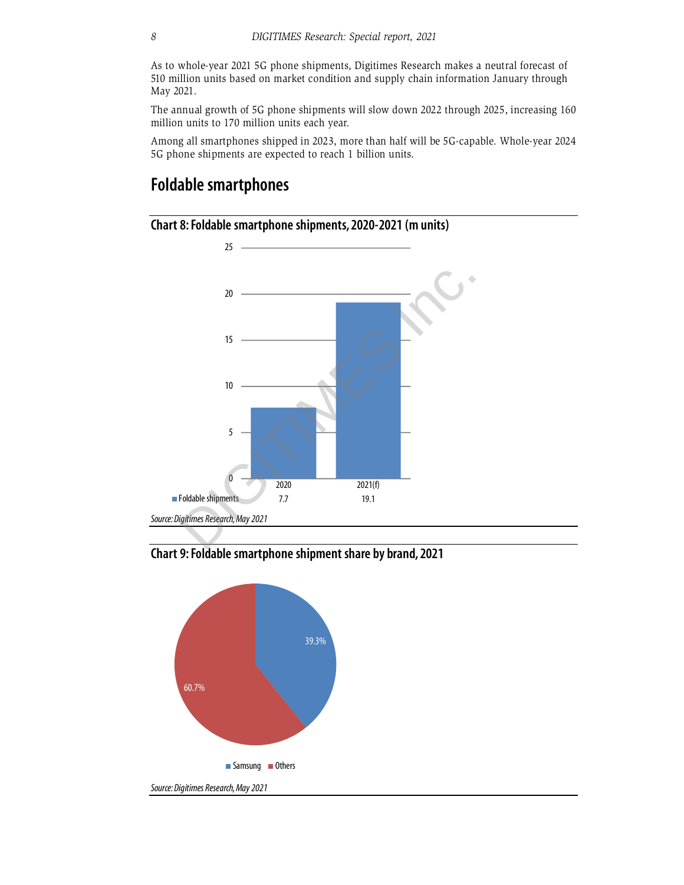As to whole-year 2021 5G phone shipments, Digitimes Research makes a neutral forecast of 510 million units based on market condition and supply chain information January through May 2021.

The annual growth of 5G phone shipments will slow down 2022 through 2025, increasing 160 million units to 170 million units each year.

Among all smartphones shipped in 2023, more than half will be 5G-capable. Whole-year 2024 5G phone shipments are expected to reach 1 billion units.

## Foldable smartphones

### Chart 8: Foldable smartphone shipments, 2020-2021 (m units)

| | 2020 | 2021(f) |
|---|---|---|
| Foldable shipments | 7.7 | 19.1 |

*Source: Digitimes Research, May 2021*

### Chart 9: Foldable smartphone shipment share by brand, 2021

| Brand | Share |
|---|---|
| Samsung | 39.3% |
| Others | 60.7% |

*Source: Digitimes Research, May 2021*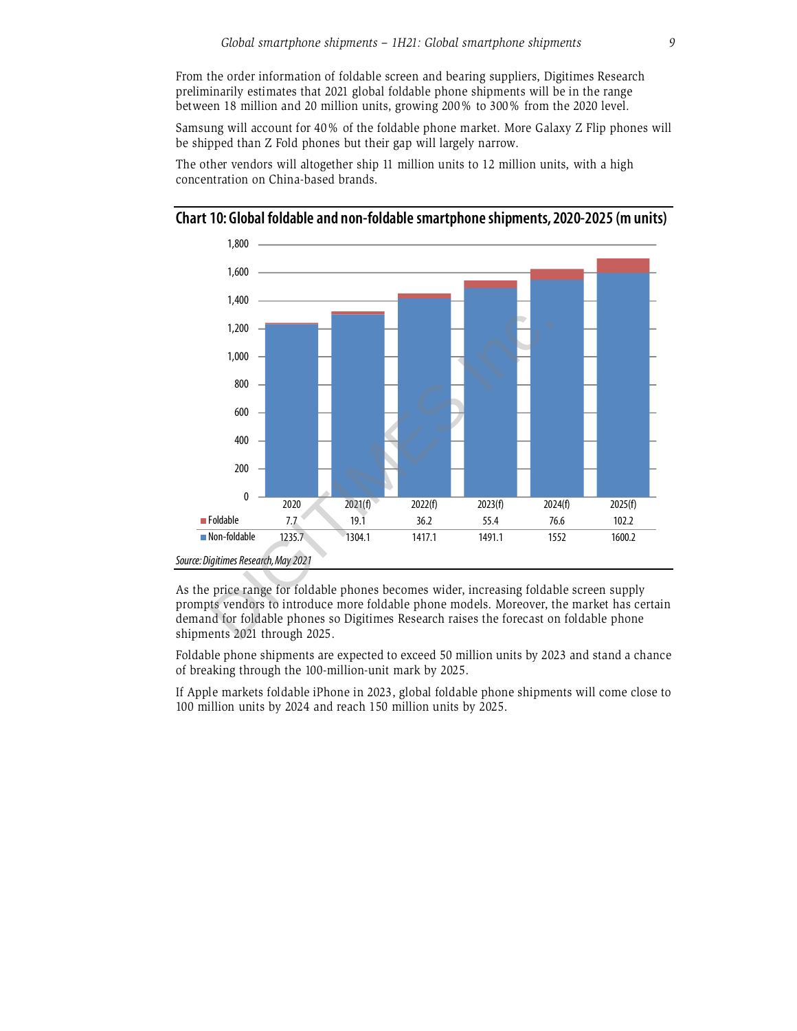From the order information of foldable screen and bearing suppliers, Digitimes Research preliminarily estimates that 2021 global foldable phone shipments will be in the range between 18 million and 20 million units, growing 200% to 300% from the 2020 level.

Samsung will account for 40% of the foldable phone market. More Galaxy Z Flip phones will be shipped than Z Fold phones but their gap will largely narrow.

The other vendors will altogether ship 11 million units to 12 million units, with a high concentration on China-based brands.

**Chart 10: Global foldable and non-foldable smartphone shipments, 2020-2025 (m units)**

1,800
1,600
1,400
1,200
1,000
800
600
400
200
0

2020 2021(f) 2022(f) 2023(f) 2024(f) 2025(f)

Foldable 7.7 19.1 36.2 55.4 76.6 102.2

Non-foldable 1235.7 1304.1 1417.1 1491.1 1552 1600.2

*Source: Digitimes Research, May 2021*

As the price range for foldable phones becomes wider, increasing foldable screen supply prompts vendors to introduce more foldable phone models. Moreover, the market has certain demand for foldable phones so Digitimes Research raises the forecast on foldable phone shipments 2021 through 2025.

Foldable phone shipments are expected to exceed 50 million units by 2023 and stand a chance of breaking through the 100-million-unit mark by 2025.

If Apple markets foldable iPhone in 2023, global foldable phone shipments will come close to 100 million units by 2024 and reach 150 million units by 2025.